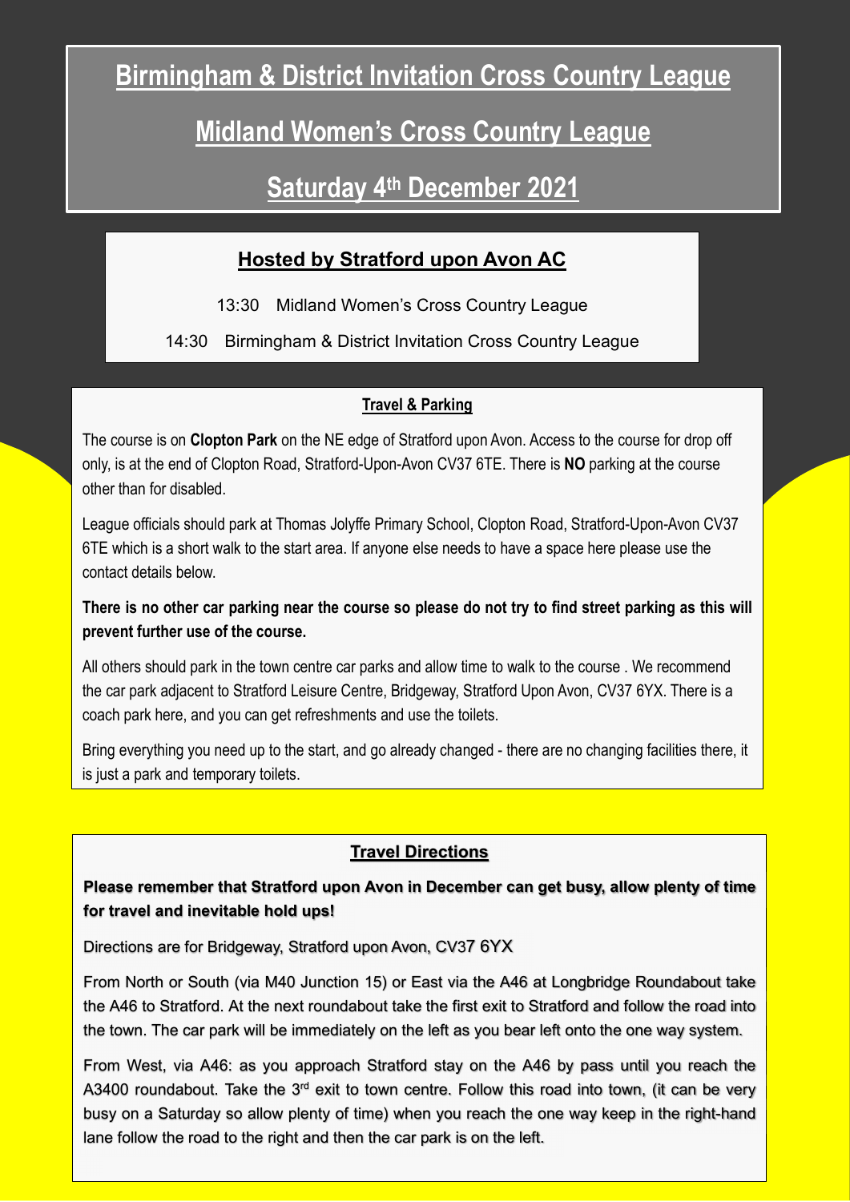# Birmingham & District Invitation Cross Country League

# Midland Women's Cross Country League

# Saturday 4th December 2021

## Hosted by Stratford upon Avon AC

13:30 Midland Women's Cross Country League

14:30 Birmingham & District Invitation Cross Country League

### Travel & Parking

The course is on **Clopton Park** on the NE edge of Stratford upon Avon. Access to the course for drop off only, is at the end of Clopton Road, Stratford-Upon-Avon CV37 6TE. There is **NO** parking at the course other than for disabled.

League officials should park at Thomas Jolyffe Primary School, Clopton Road, Stratford-Upon-Avon CV37 6TE which is a short walk to the start area. If anyone else needs to have a space here please use the contact details below.

**There is no other car parking near the course so please do not try to find street parking as this will prevent further use of the course.**

All others should park in the town centre car parks and allow time to walk to the course . We recommend the car park adjacent to Stratford Leisure Centre, Bridgeway, Stratford Upon Avon, CV37 6YX. There is a coach park here, and you can get refreshments and use the toilets.

Bring everything you need up to the start, and go already changed - there are no changing facilities there, it is just a park and temporary toilets.

### Travel Directions

**Please remember that Stratford upon Avon in December can get busy, allow plenty of time for travel and inevitable hold ups!**

Directions are for Bridgeway, Stratford upon Avon, CV37 6YX

From North or South (via M40 Junction 15) or East via the A46 at Longbridge Roundabout take the A46 to Stratford. At the next roundabout take the first exit to Stratford and follow the road into the town. The car park will be immediately on the left as you bear left onto the one way system.

From West, via A46: as you approach Stratford stay on the A46 by pass until you reach the A3400 roundabout. Take the 3rd exit to town centre. Follow this road into town, (it can be very busy on a Saturday so allow plenty of time) when you reach the one way keep in the right-hand lane follow the road to the right and then the car park is on the left.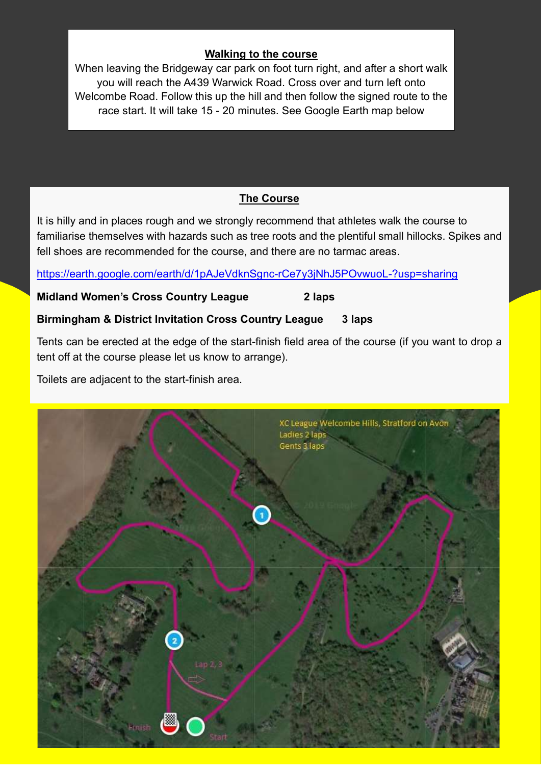## Walking to the course

When leaving the Bridgeway car park on foot turn right, and after a short walk you will reach the A439 Warwick Road. Cross over and turn left onto Welcombe Road. Follow this up the hill and then follow the signed route to the race start. It will take 15 - 20 minutes. See Google Earth map below

## The Course

It is hilly and in places rough and we strongly recommend that athletes walk the course to familiarise themselves with hazards such as tree roots and the plentiful small hillocks. Spikes and fell shoes are recommended for the course, and there are no tarmac areas.

https://earth.google.com/earth/d/1pAJeVdknSgnc-rCe7y3jNhJ5POvwuoL-?usp=sharing

**Midland Women's Cross Country League** 2 laps

**Birmingham & District Invitation Cross Country League** 3 laps

Tents can be erected at the edge of the start-finish field area of the course (if you want to drop a tent off at the course please let us know to arrange).

Toilets are adjacent to the start-finish area.

XC League Welcombe Hills, Stratford on Avon
Ladies 2 laps
Gents 3 laps

1

2

Lap 2, 3

Finish

Start